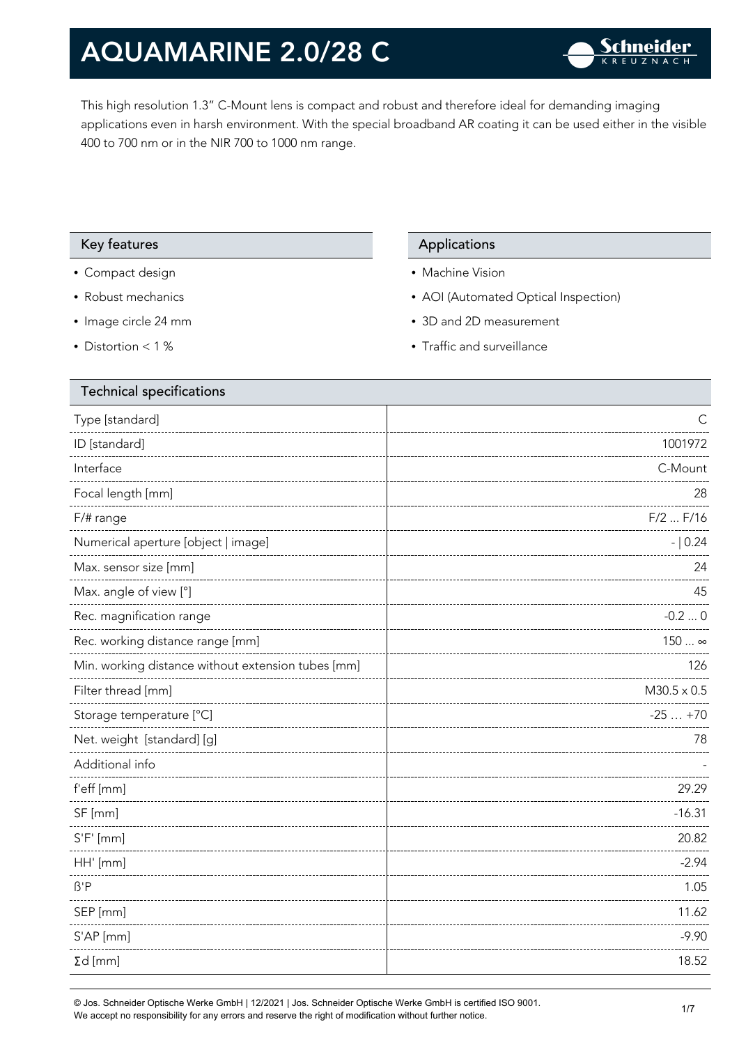# AQUAMARINE 2.0/28 C

This high resolution 1.3" C-Mount lens is compact and robust and therefore ideal for demanding imaging applications even in harsh environment. With the special broadband AR coating it can be used either in the visible 400 to 700 nm or in the NIR 700 to 1000 nm range.

## Key features

- Compact design
- Robust mechanics
- Image circle 24 mm
- Distortion < 1 %

## Applications

- Machine Vision
- AOI (Automated Optical Inspection)
- 3D and 2D measurement
- Traffic and surveillance

## Technical specifications

| Parameter | Value |
|---|---|
| Type [standard] | C |
| ID [standard] | 1001972 |
| Interface | C-Mount |
| Focal length [mm] | 28 |
| F/# range | F/2 ... F/16 |
| Numerical aperture [object \| image] | - \| 0.24 |
| Max. sensor size [mm] | 24 |
| Max. angle of view [°] | 45 |
| Rec. magnification range | -0.2 ... 0 |
| Rec. working distance range [mm] | 150 ... ∞ |
| Min. working distance without extension tubes [mm] | 126 |
| Filter thread [mm] | M30.5 x 0.5 |
| Storage temperature [°C] | -25 … +70 |
| Net. weight [standard] [g] | 78 |
| Additional info | - |
| f'eff [mm] | 29.29 |
| SF [mm] | -16.31 |
| S'F' [mm] | 20.82 |
| HH' [mm] | -2.94 |
| ß'P | 1.05 |
| SEP [mm] | 11.62 |
| S'AP [mm] | -9.90 |
| Σd [mm] | 18.52 |

© Jos. Schneider Optische Werke GmbH | 12/2021 | Jos. Schneider Optische Werke GmbH is certified ISO 9001.
We accept no responsibility for any errors and reserve the right of modification without further notice.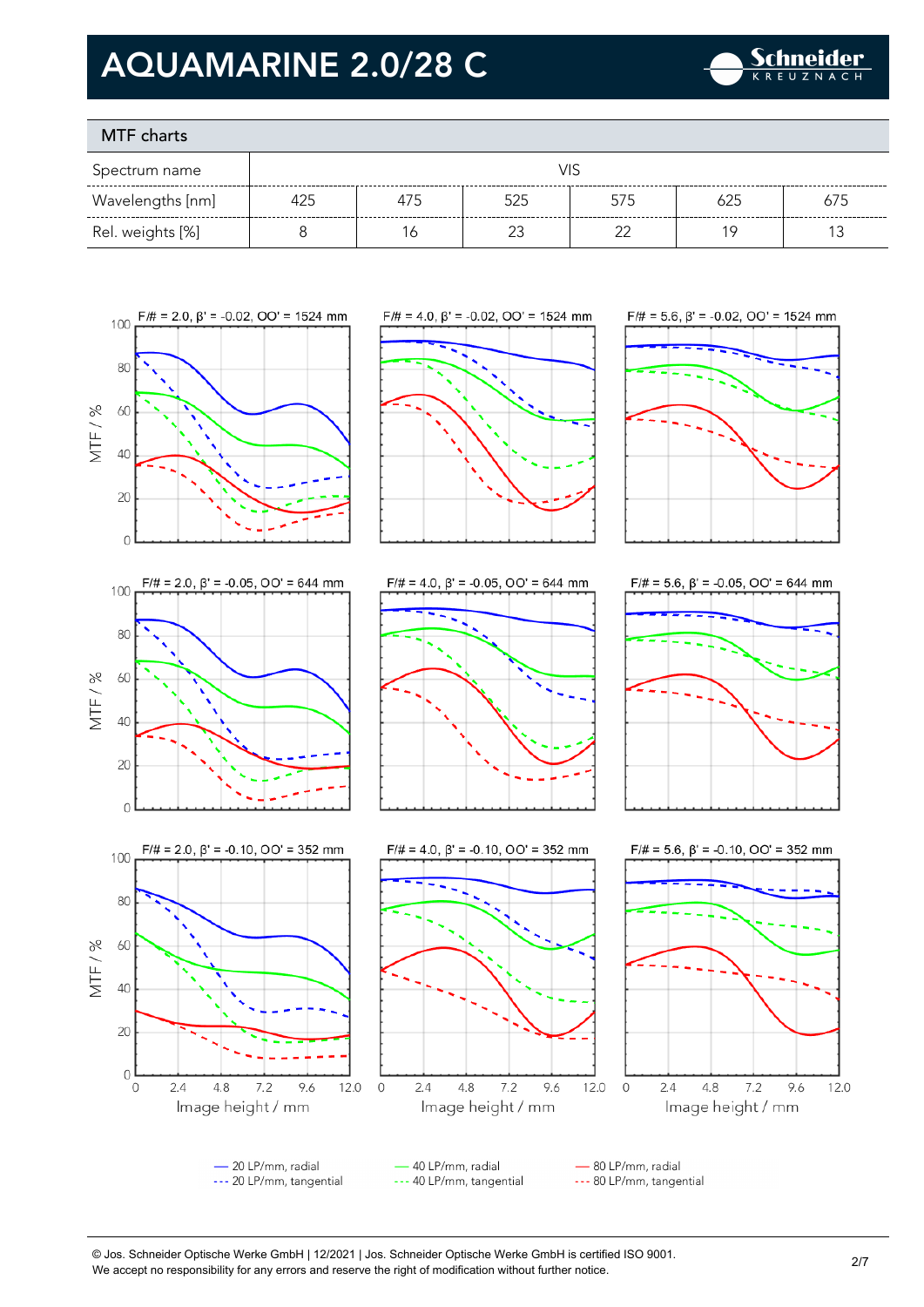# AQUAMARINE 2.0/28 C

## MTF charts

| Spectrum name | VIS | | | | | |
|---|---|---|---|---|---|---|
| Wavelengths [nm] | 425 | 475 | 525 | 575 | 625 | 675 |
| Rel. weights [%] | 8 | 16 | 23 | 22 | 19 | 13 |

F/# = 2.0, β' = -0.02, OO' = 1524 mm

F/# = 4.0, β' = -0.02, OO' = 1524 mm

F/# = 5.6, β' = -0.02, OO' = 1524 mm

F/# = 2.0, β' = -0.05, OO' = 644 mm

F/# = 4.0, β' = -0.05, OO' = 644 mm

F/# = 5.6, β' = -0.05, OO' = 644 mm

F/# = 2.0, β' = -0.10, OO' = 352 mm

F/# = 4.0, β' = -0.10, OO' = 352 mm

F/# = 5.6, β' = -0.10, OO' = 352 mm

MTF / %

Image height / mm

— 20 LP/mm, radial
--- 20 LP/mm, tangential
— 40 LP/mm, radial
--- 40 LP/mm, tangential
— 80 LP/mm, radial
--- 80 LP/mm, tangential

© Jos. Schneider Optische Werke GmbH | 12/2021 | Jos. Schneider Optische Werke GmbH is certified ISO 9001.
We accept no responsibility for any errors and reserve the right of modification without further notice.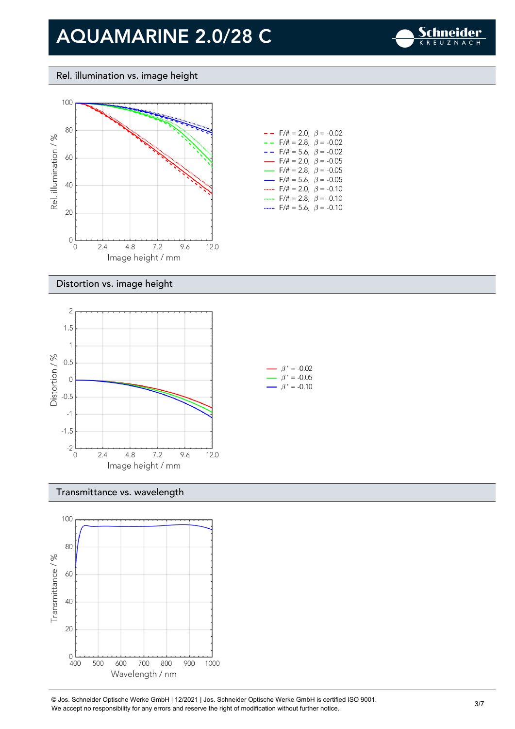# AQUAMARINE 2.0/28 C

## Rel. illumination vs. image height

Rel. illumination / %

Image height / mm

- F/# = 2.0, $\beta$ = -0.02
- F/# = 2.8, $\beta$ = -0.02
- F/# = 5.6, $\beta$ = -0.02
- F/# = 2.0, $\beta$ = -0.05
- F/# = 2.8, $\beta$ = -0.05
- F/# = 5.6, $\beta$ = -0.05
- F/# = 2.0, $\beta$ = -0.10
- F/# = 2.8, $\beta$ = -0.10
- F/# = 5.6, $\beta$ = -0.10

## Distortion vs. image height

Distortion / %

Image height / mm

- $\beta$ ' = -0.02
- $\beta$ ' = -0.05
- $\beta$ ' = -0.10

## Transmittance vs. wavelength

Transmittance / %

Wavelength / nm

© Jos. Schneider Optische Werke GmbH | 12/2021 | Jos. Schneider Optische Werke GmbH is certified ISO 9001.
We accept no responsibility for any errors and reserve the right of modification without further notice.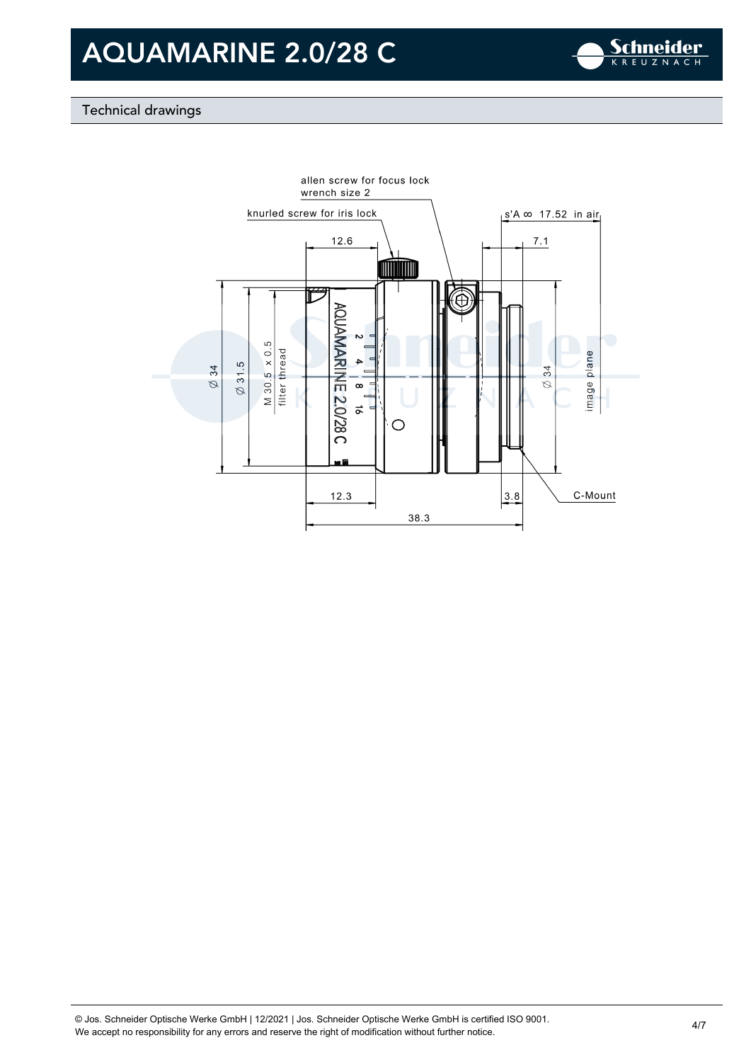# AQUAMARINE 2.0/28 C

## Technical drawings

allen screw for focus lock
wrench size 2

knurled screw for iris lock

s'A ∞ 17.52 in air

12.6

7.1

Ø 34

Ø 31.5

M 30.5 x 0.5
filter thread

AQUAMARINE 2.0/28 C

2 4 8 16

Ø 34

image plane

12.3

3.8

C-Mount

38.3

© Jos. Schneider Optische Werke GmbH | 12/2021 | Jos. Schneider Optische Werke GmbH is certified ISO 9001.
We accept no responsibility for any errors and reserve the right of modification without further notice.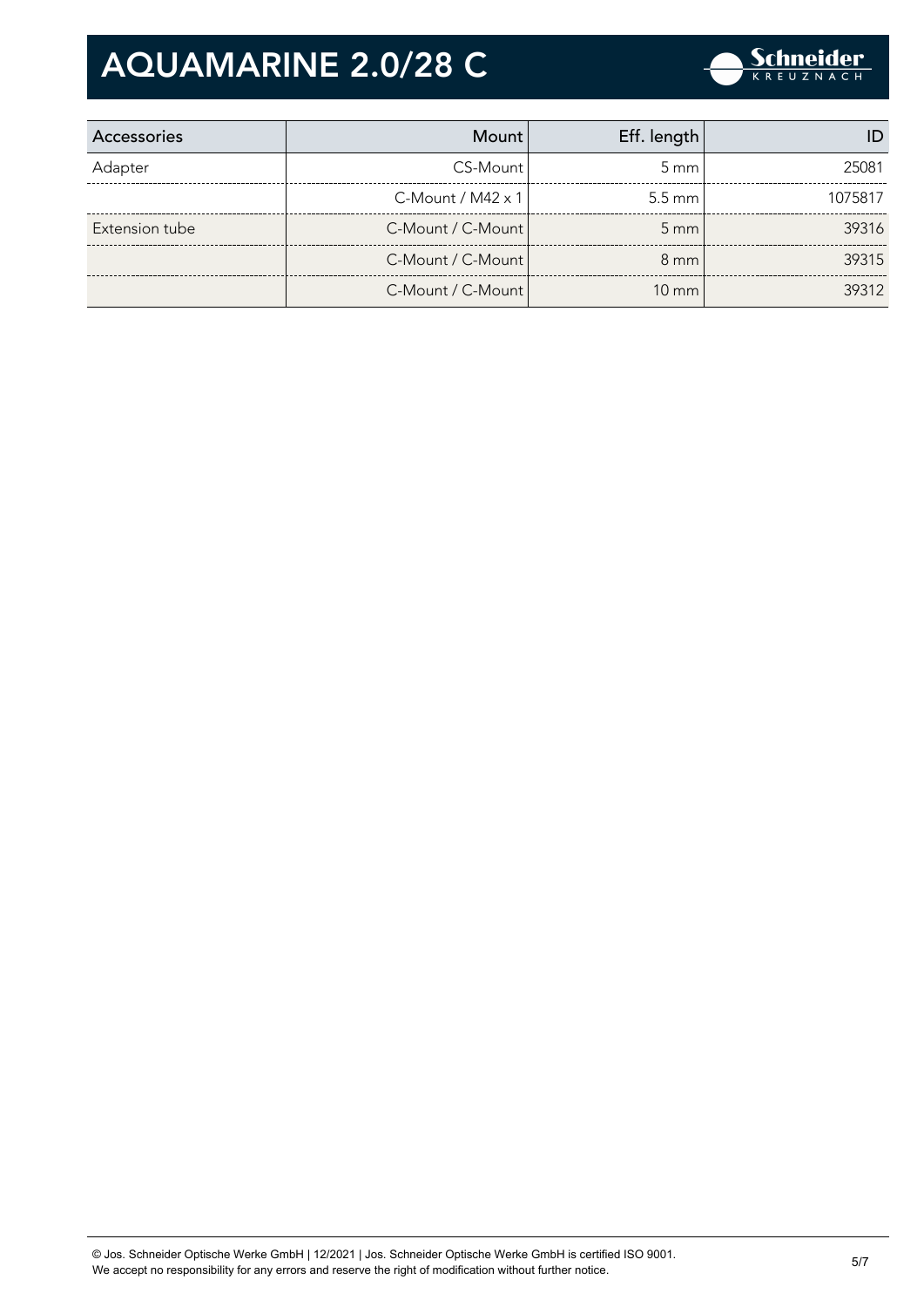# AQUAMARINE 2.0/28 C

| Accessories | Mount | Eff. length | ID |
|---|---|---|---|
| Adapter | CS-Mount | 5 mm | 25081 |
| | C-Mount / M42 x 1 | 5.5 mm | 1075817 |
| Extension tube | C-Mount / C-Mount | 5 mm | 39316 |
| | C-Mount / C-Mount | 8 mm | 39315 |
| | C-Mount / C-Mount | 10 mm | 39312 |

© Jos. Schneider Optische Werke GmbH | 12/2021 | Jos. Schneider Optische Werke GmbH is certified ISO 9001.
We accept no responsibility for any errors and reserve the right of modification without further notice.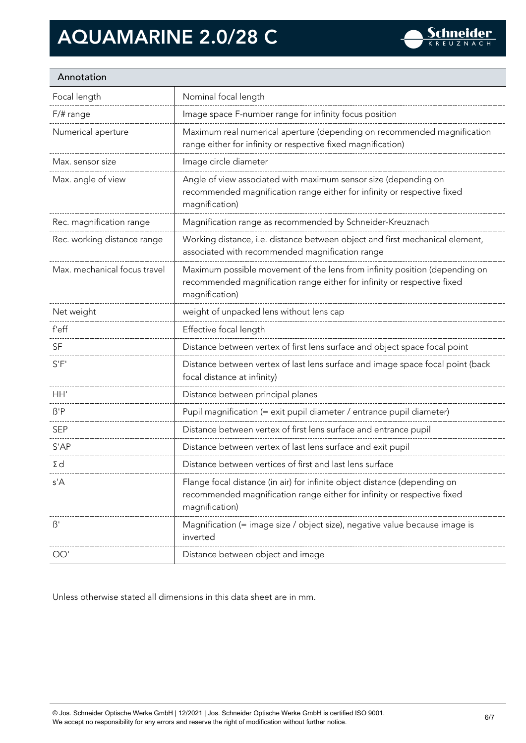# AQUAMARINE 2.0/28 C

| Annotation | |
|---|---|
| Focal length | Nominal focal length |
| F/# range | Image space F-number range for infinity focus position |
| Numerical aperture | Maximum real numerical aperture (depending on recommended magnification range either for infinity or respective fixed magnification) |
| Max. sensor size | Image circle diameter |
| Max. angle of view | Angle of view associated with maximum sensor size (depending on recommended magnification range either for infinity or respective fixed magnification) |
| Rec. magnification range | Magnification range as recommended by Schneider-Kreuznach |
| Rec. working distance range | Working distance, i.e. distance between object and first mechanical element, associated with recommended magnification range |
| Max. mechanical focus travel | Maximum possible movement of the lens from infinity position (depending on recommended magnification range either for infinity or respective fixed magnification) |
| Net weight | weight of unpacked lens without lens cap |
| f'eff | Effective focal length |
| SF | Distance between vertex of first lens surface and object space focal point |
| S'F' | Distance between vertex of last lens surface and image space focal point (back focal distance at infinity) |
| HH' | Distance between principal planes |
| ß'P | Pupil magnification (= exit pupil diameter / entrance pupil diameter) |
| SEP | Distance between vertex of first lens surface and entrance pupil |
| S'AP | Distance between vertex of last lens surface and exit pupil |
| Σ d | Distance between vertices of first and last lens surface |
| s'A | Flange focal distance (in air) for infinite object distance (depending on recommended magnification range either for infinity or respective fixed magnification) |
| ß' | Magnification (= image size / object size), negative value because image is inverted |
| OO' | Distance between object and image |

Unless otherwise stated all dimensions in this data sheet are in mm.

© Jos. Schneider Optische Werke GmbH | 12/2021 | Jos. Schneider Optische Werke GmbH is certified ISO 9001.
We accept no responsibility for any errors and reserve the right of modification without further notice.